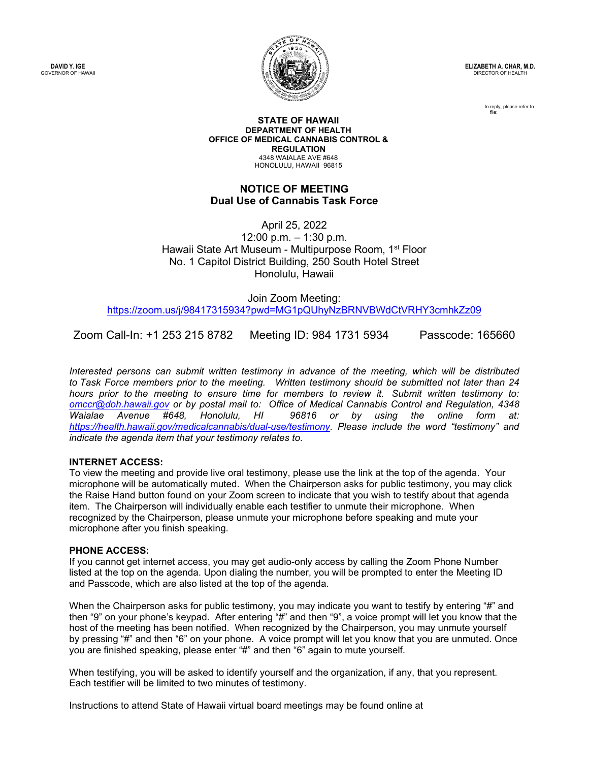**DAVID Y. IGE**
GOVERNOR OF HAWAII

**ELIZABETH A. CHAR, M.D.**
DIRECTOR OF HEALTH

In reply, please refer to file:

**STATE OF HAWAII**
**DEPARTMENT OF HEALTH**
**OFFICE OF MEDICAL CANNABIS CONTROL & REGULATION**
4348 WAIALAE AVE #648
HONOLULU, HAWAII 96815

## NOTICE OF MEETING
## Dual Use of Cannabis Task Force

April 25, 2022
12:00 p.m. – 1:30 p.m.
Hawaii State Art Museum - Multipurpose Room, 1st Floor
No. 1 Capitol District Building, 250 South Hotel Street
Honolulu, Hawaii

Join Zoom Meeting:
https://zoom.us/j/98417315934?pwd=MG1pQUhyNzBRNVBWdCtVRHY3cmhkZz09

Zoom Call-In: +1 253 215 8782     Meeting ID: 984 1731 5934     Passcode: 165660

*Interested persons can submit written testimony in advance of the meeting, which will be distributed to Task Force members prior to the meeting. Written testimony should be submitted not later than 24 hours prior to the meeting to ensure time for members to review it. Submit written testimony to: omccr@doh.hawaii.gov or by postal mail to: Office of Medical Cannabis Control and Regulation, 4348 Waialae Avenue #648, Honolulu, HI 96816 or by using the online form at: https://health.hawaii.gov/medicalcannabis/dual-use/testimony. Please include the word "testimony" and indicate the agenda item that your testimony relates to.*

**INTERNET ACCESS:**
To view the meeting and provide live oral testimony, please use the link at the top of the agenda. Your microphone will be automatically muted. When the Chairperson asks for public testimony, you may click the Raise Hand button found on your Zoom screen to indicate that you wish to testify about that agenda item. The Chairperson will individually enable each testifier to unmute their microphone. When recognized by the Chairperson, please unmute your microphone before speaking and mute your microphone after you finish speaking.

**PHONE ACCESS:**
If you cannot get internet access, you may get audio-only access by calling the Zoom Phone Number listed at the top on the agenda. Upon dialing the number, you will be prompted to enter the Meeting ID and Passcode, which are also listed at the top of the agenda.

When the Chairperson asks for public testimony, you may indicate you want to testify by entering "#" and then "9" on your phone's keypad. After entering "#" and then "9", a voice prompt will let you know that the host of the meeting has been notified. When recognized by the Chairperson, you may unmute yourself by pressing "#" and then "6" on your phone. A voice prompt will let you know that you are unmuted. Once you are finished speaking, please enter "#" and then "6" again to mute yourself.

When testifying, you will be asked to identify yourself and the organization, if any, that you represent. Each testifier will be limited to two minutes of testimony.

Instructions to attend State of Hawaii virtual board meetings may be found online at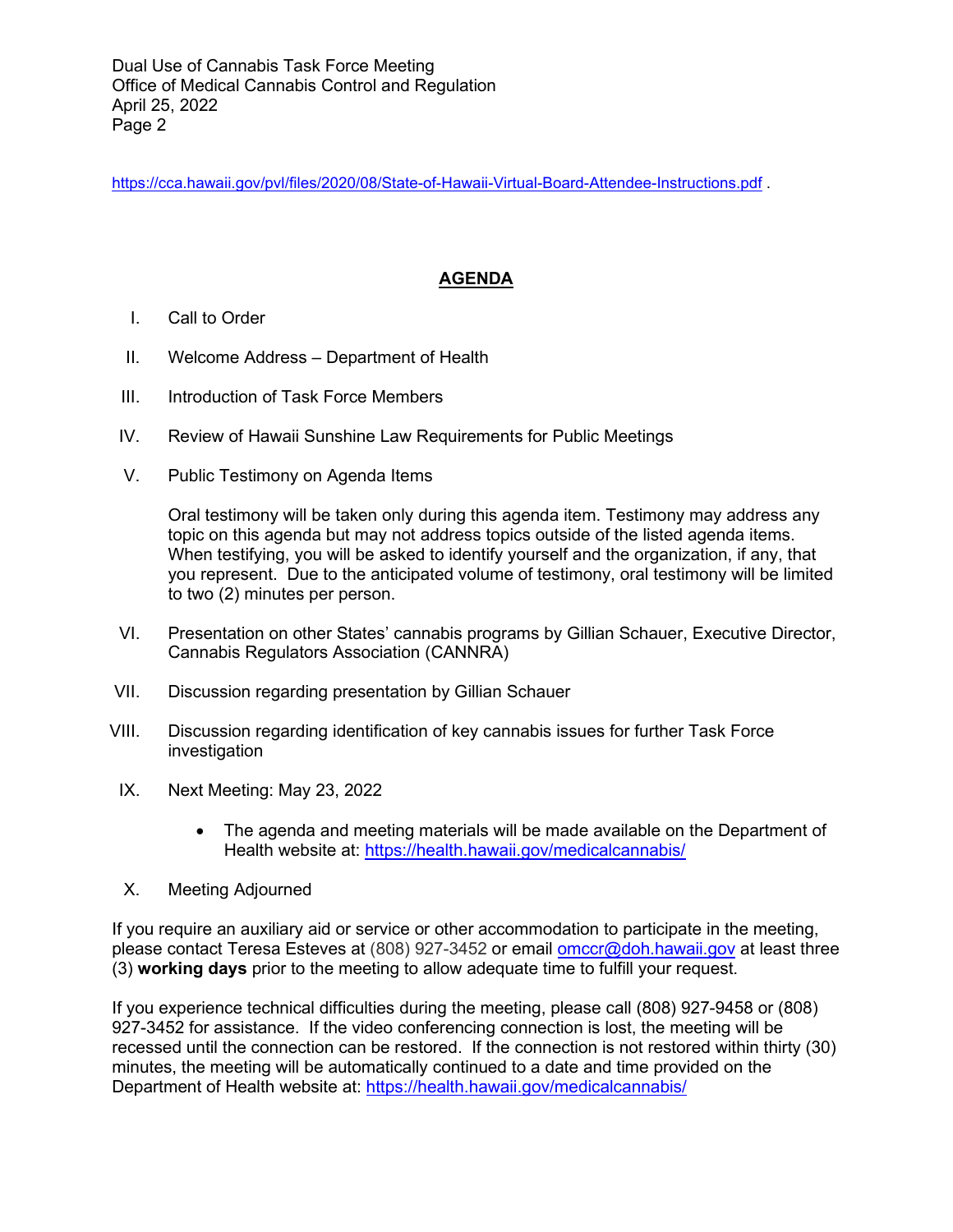https://cca.hawaii.gov/pvl/files/2020/08/State-of-Hawaii-Virtual-Board-Attendee-Instructions.pdf .

## AGENDA

I. Call to Order

II. Welcome Address – Department of Health

III. Introduction of Task Force Members

IV. Review of Hawaii Sunshine Law Requirements for Public Meetings

V. Public Testimony on Agenda Items

Oral testimony will be taken only during this agenda item. Testimony may address any topic on this agenda but may not address topics outside of the listed agenda items. When testifying, you will be asked to identify yourself and the organization, if any, that you represent. Due to the anticipated volume of testimony, oral testimony will be limited to two (2) minutes per person.

VI. Presentation on other States' cannabis programs by Gillian Schauer, Executive Director, Cannabis Regulators Association (CANNRA)

VII. Discussion regarding presentation by Gillian Schauer

VIII. Discussion regarding identification of key cannabis issues for further Task Force investigation

IX. Next Meeting: May 23, 2022

- The agenda and meeting materials will be made available on the Department of Health website at: https://health.hawaii.gov/medicalcannabis/

X. Meeting Adjourned

If you require an auxiliary aid or service or other accommodation to participate in the meeting, please contact Teresa Esteves at (808) 927-3452 or email omccr@doh.hawaii.gov at least three (3) **working days** prior to the meeting to allow adequate time to fulfill your request.

If you experience technical difficulties during the meeting, please call (808) 927-9458 or (808) 927-3452 for assistance. If the video conferencing connection is lost, the meeting will be recessed until the connection can be restored. If the connection is not restored within thirty (30) minutes, the meeting will be automatically continued to a date and time provided on the Department of Health website at: https://health.hawaii.gov/medicalcannabis/